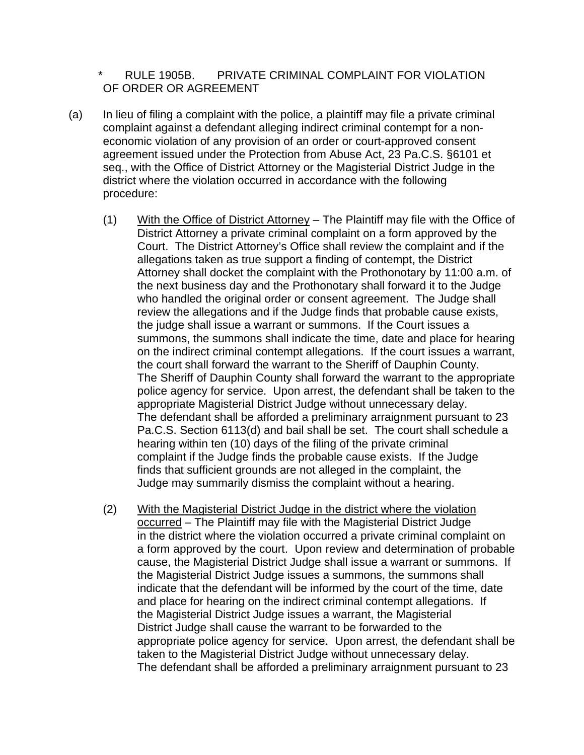\* RULE 1905B. PRIVATE CRIMINAL COMPLAINT FOR VIOLATION OF ORDER OR AGREEMENT

(a) In lieu of filing a complaint with the police, a plaintiff may file a private criminal complaint against a defendant alleging indirect criminal contempt for a non-economic violation of any provision of an order or court-approved consent agreement issued under the Protection from Abuse Act, 23 Pa.C.S. §6101 et seq., with the Office of District Attorney or the Magisterial District Judge in the district where the violation occurred in accordance with the following procedure:

(1) <u>With the Office of District Attorney</u> – The Plaintiff may file with the Office of District Attorney a private criminal complaint on a form approved by the Court. The District Attorney's Office shall review the complaint and if the allegations taken as true support a finding of contempt, the District Attorney shall docket the complaint with the Prothonotary by 11:00 a.m. of the next business day and the Prothonotary shall forward it to the Judge who handled the original order or consent agreement. The Judge shall review the allegations and if the Judge finds that probable cause exists, the judge shall issue a warrant or summons. If the Court issues a summons, the summons shall indicate the time, date and place for hearing on the indirect criminal contempt allegations. If the court issues a warrant, the court shall forward the warrant to the Sheriff of Dauphin County. The Sheriff of Dauphin County shall forward the warrant to the appropriate police agency for service. Upon arrest, the defendant shall be taken to the appropriate Magisterial District Judge without unnecessary delay. The defendant shall be afforded a preliminary arraignment pursuant to 23 Pa.C.S. Section 6113(d) and bail shall be set. The court shall schedule a hearing within ten (10) days of the filing of the private criminal complaint if the Judge finds the probable cause exists. If the Judge finds that sufficient grounds are not alleged in the complaint, the Judge may summarily dismiss the complaint without a hearing.

(2) <u>With the Magisterial District Judge in the district where the violation occurred</u> – The Plaintiff may file with the Magisterial District Judge in the district where the violation occurred a private criminal complaint on a form approved by the court. Upon review and determination of probable cause, the Magisterial District Judge shall issue a warrant or summons. If the Magisterial District Judge issues a summons, the summons shall indicate that the defendant will be informed by the court of the time, date and place for hearing on the indirect criminal contempt allegations. If the Magisterial District Judge issues a warrant, the Magisterial District Judge shall cause the warrant to be forwarded to the appropriate police agency for service. Upon arrest, the defendant shall be taken to the Magisterial District Judge without unnecessary delay. The defendant shall be afforded a preliminary arraignment pursuant to 23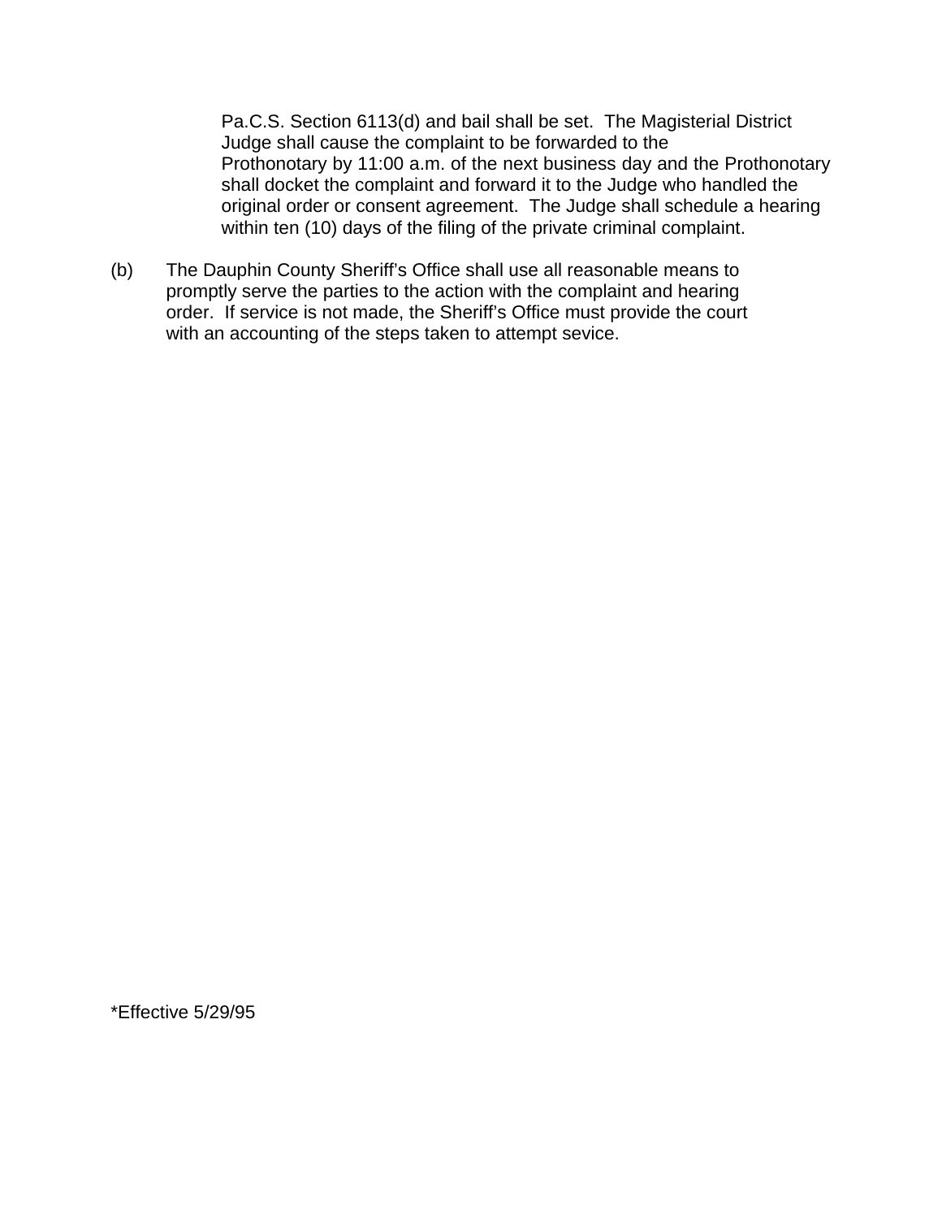Pa.C.S. Section 6113(d) and bail shall be set. The Magisterial District Judge shall cause the complaint to be forwarded to the Prothonotary by 11:00 a.m. of the next business day and the Prothonotary shall docket the complaint and forward it to the Judge who handled the original order or consent agreement. The Judge shall schedule a hearing within ten (10) days of the filing of the private criminal complaint.

(b) The Dauphin County Sheriff's Office shall use all reasonable means to promptly serve the parties to the action with the complaint and hearing order. If service is not made, the Sheriff's Office must provide the court with an accounting of the steps taken to attempt sevice.

*Effective 5/29/95